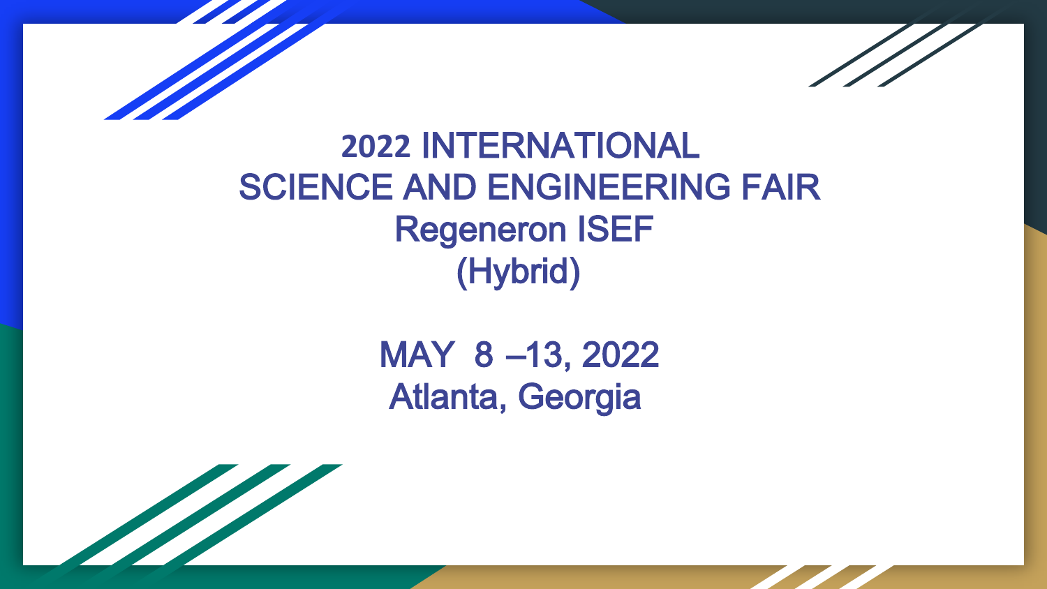# 2022 INTERNATIONAL SCIENCE AND ENGINEERING FAIR

## Regeneron ISEF

## (Hybrid)

MAY 8 –13, 2022

Atlanta, Georgia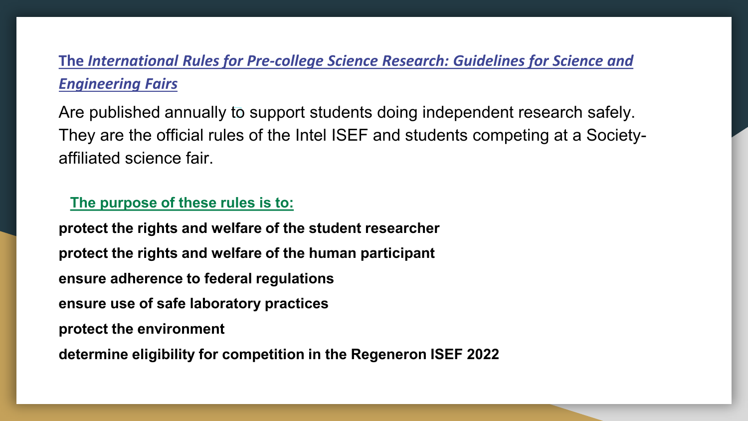The *International Rules for Pre-college Science Research: Guidelines for Science and Engineering Fairs*

Are published annually to support students doing independent research safely. They are the official rules of the Intel ISEF and students competing at a Society-affiliated science fair.

**The purpose of these rules is to:**

**protect the rights and welfare of the student researcher**

**protect the rights and welfare of the human participant**

**ensure adherence to federal regulations**

**ensure use of safe laboratory practices**

**protect the environment**

**determine eligibility for competition in the Regeneron ISEF 2022**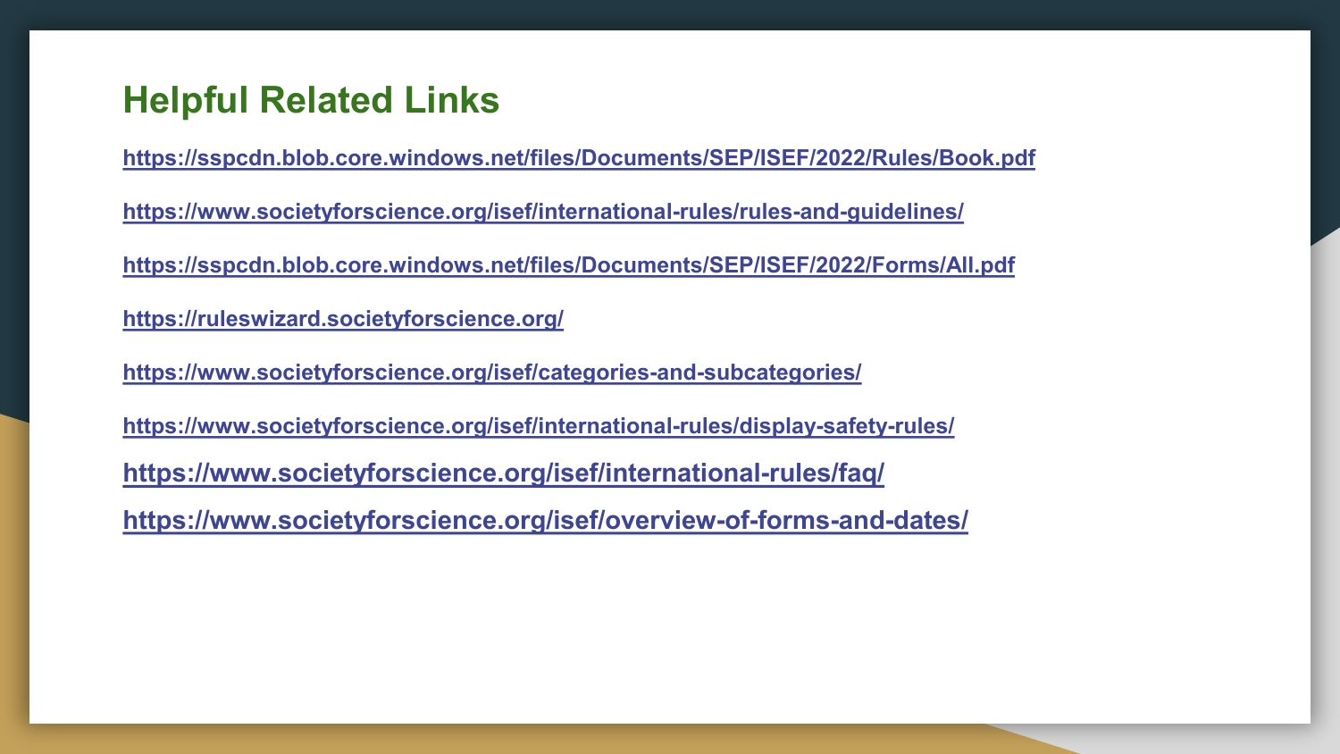## Helpful Related Links

https://sspcdn.blob.core.windows.net/files/Documents/SEP/ISEF/2022/Rules/Book.pdf

https://www.societyforscience.org/isef/international-rules/rules-and-guidelines/

https://sspcdn.blob.core.windows.net/files/Documents/SEP/ISEF/2022/Forms/All.pdf

https://ruleswizard.societyforscience.org/

https://www.societyforscience.org/isef/categories-and-subcategories/

https://www.societyforscience.org/isef/international-rules/display-safety-rules/

https://www.societyforscience.org/isef/international-rules/faq/

https://www.societyforscience.org/isef/overview-of-forms-and-dates/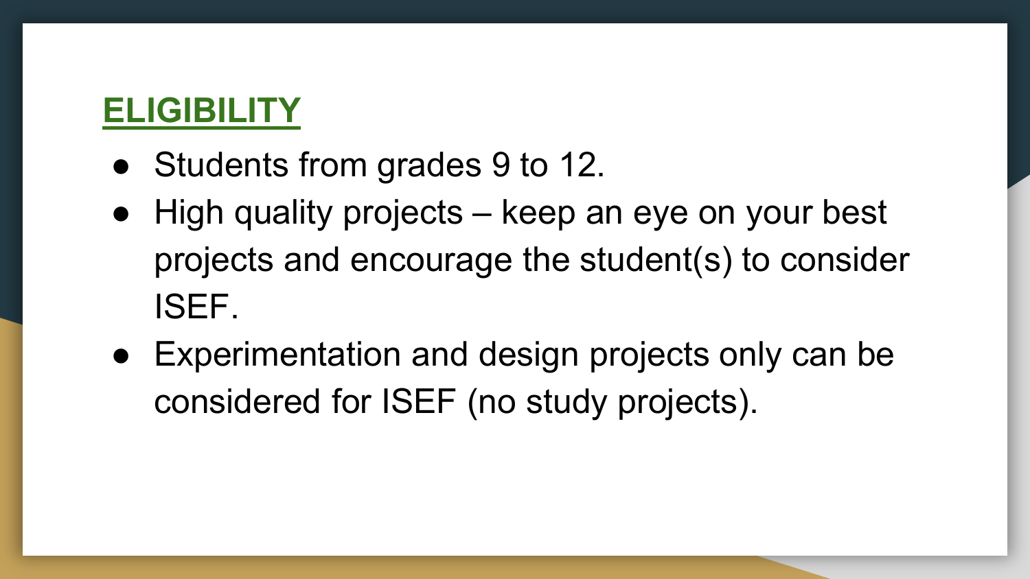## ELIGIBILITY

- Students from grades 9 to 12.
- High quality projects – keep an eye on your best projects and encourage the student(s) to consider ISEF.
- Experimentation and design projects only can be considered for ISEF (no study projects).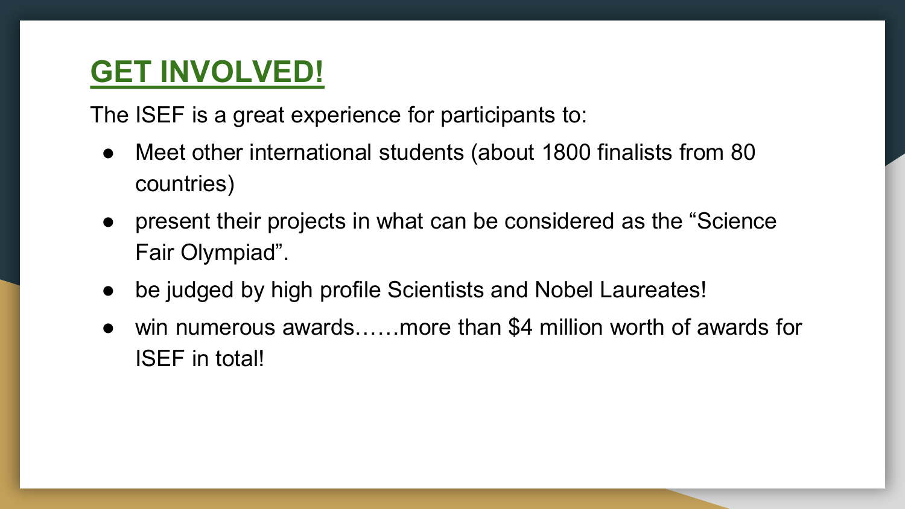## GET INVOLVED!

The ISEF is a great experience for participants to:

- Meet other international students (about 1800 finalists from 80 countries)
- present their projects in what can be considered as the “Science Fair Olympiad”.
- be judged by high profile Scientists and Nobel Laureates!
- win numerous awards……more than $4 million worth of awards for ISEF in total!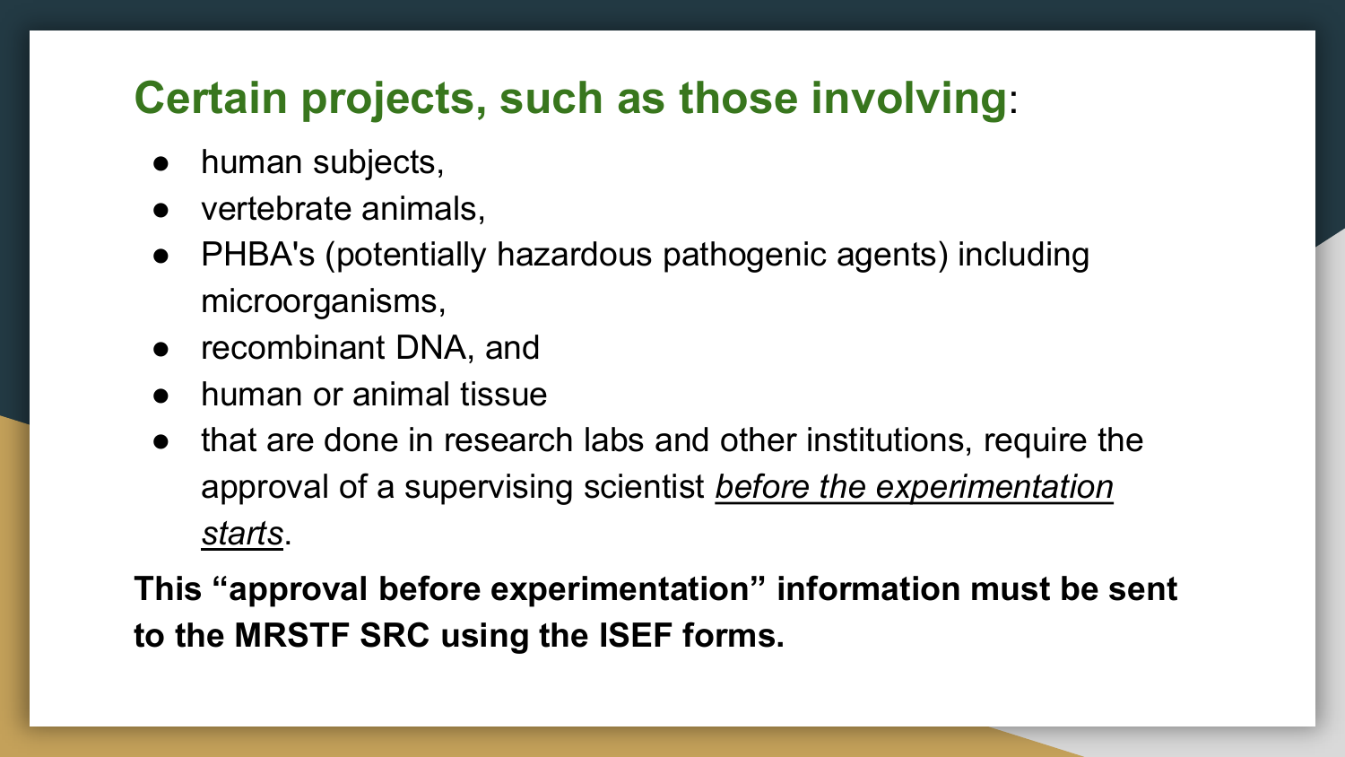## **Certain projects, such as those involving**:

- human subjects,
- vertebrate animals,
- PHBA's (potentially hazardous pathogenic agents) including microorganisms,
- recombinant DNA, and
- human or animal tissue
- that are done in research labs and other institutions, require the approval of a supervising scientist *before the experimentation starts*.

**This “approval before experimentation” information must be sent to the MRSTF SRC using the ISEF forms.**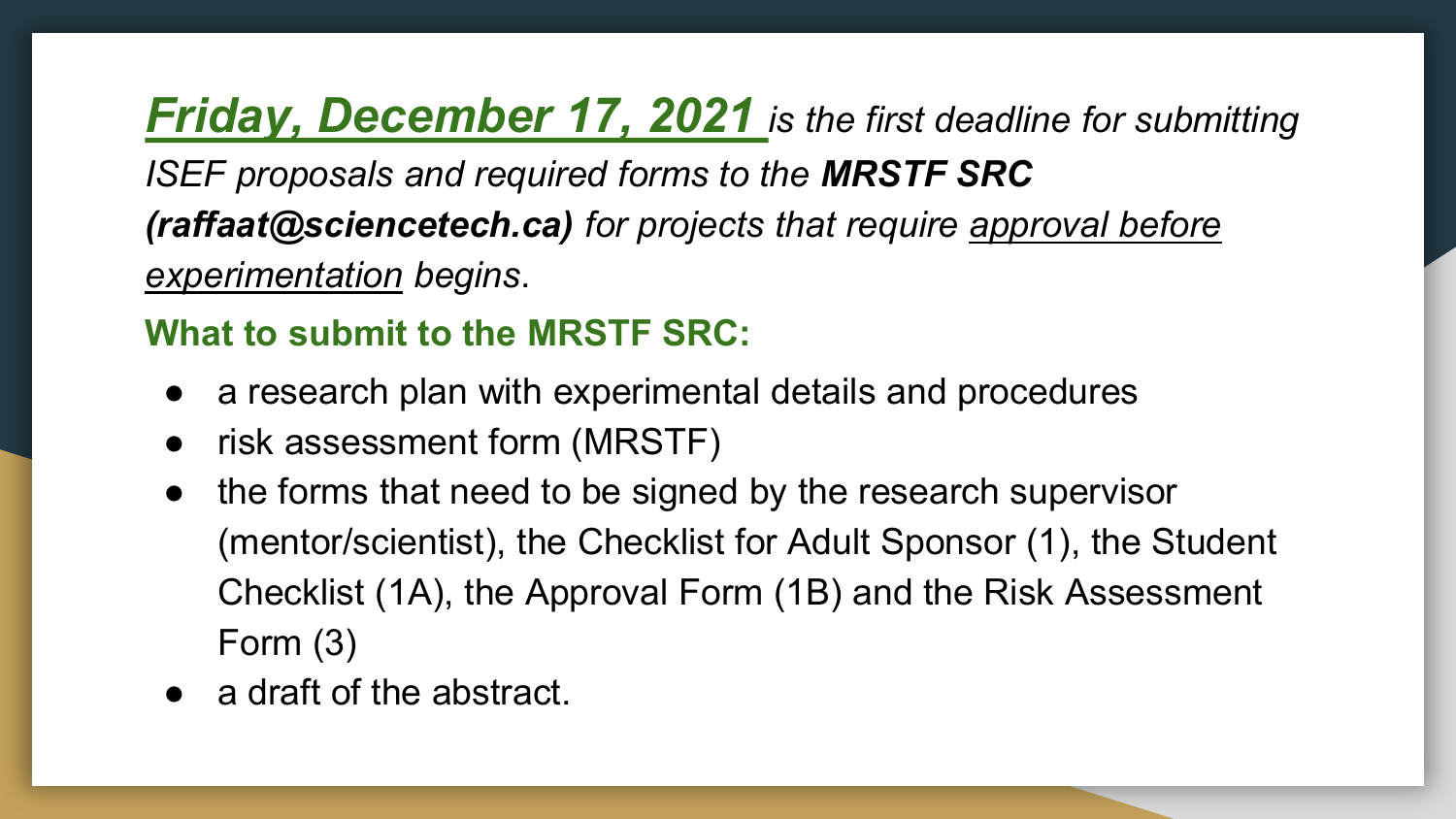***Friday, December 17, 2021*** *is the first deadline for submitting ISEF proposals and required forms to the* ***MRSTF SRC (raffaat@sciencetech.ca)*** *for projects that require approval before experimentation begins.*

**What to submit to the MRSTF SRC:**

- a research plan with experimental details and procedures
- risk assessment form (MRSTF)
- the forms that need to be signed by the research supervisor (mentor/scientist), the Checklist for Adult Sponsor (1), the Student Checklist (1A), the Approval Form (1B) and the Risk Assessment Form (3)
- a draft of the abstract.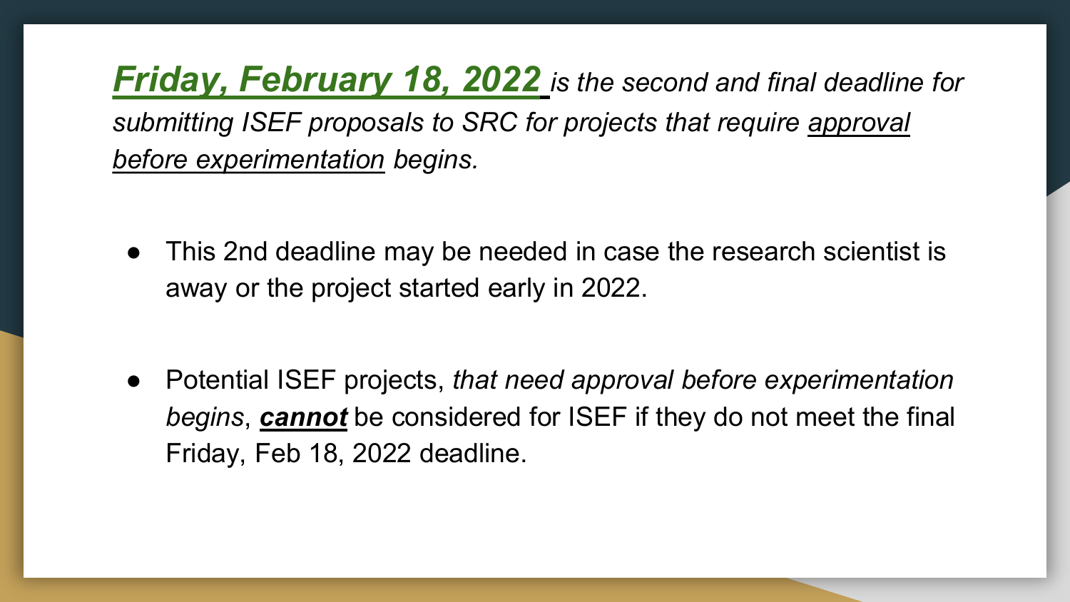***<u>Friday, February 18, 2022</u>*** *is the second and final deadline for submitting ISEF proposals to SRC for projects that require <u>approval before experimentation</u> begins.*

- This 2nd deadline may be needed in case the research scientist is away or the project started early in 2022.

- Potential ISEF projects, *that need approval before experimentation begins*, ***<u>cannot</u>*** be considered for ISEF if they do not meet the final Friday, Feb 18, 2022 deadline.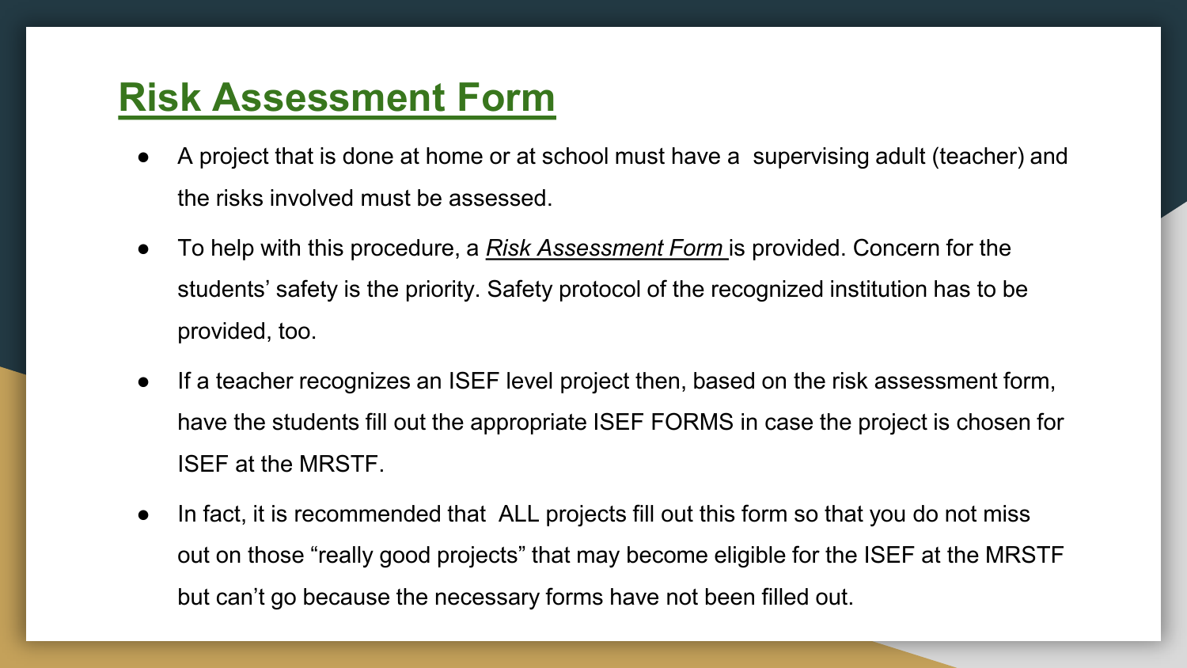# Risk Assessment Form

- A project that is done at home or at school must have a supervising adult (teacher) and the risks involved must be assessed.
- To help with this procedure, a *Risk Assessment Form* is provided. Concern for the students' safety is the priority. Safety protocol of the recognized institution has to be provided, too.
- If a teacher recognizes an ISEF level project then, based on the risk assessment form, have the students fill out the appropriate ISEF FORMS in case the project is chosen for ISEF at the MRSTF.
- In fact, it is recommended that ALL projects fill out this form so that you do not miss out on those "really good projects" that may become eligible for the ISEF at the MRSTF but can't go because the necessary forms have not been filled out.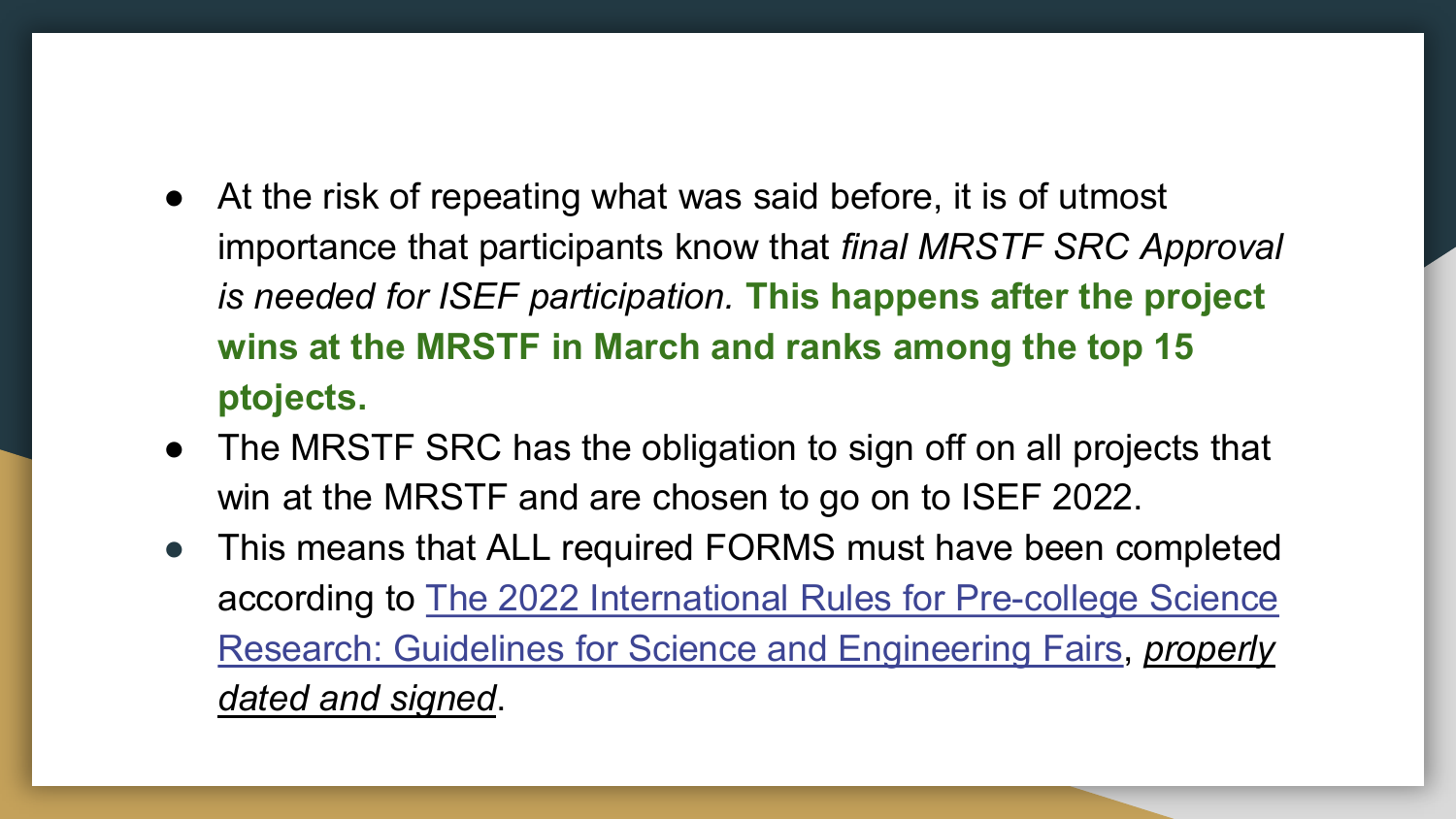- At the risk of repeating what was said before, it is of utmost importance that participants know that *final MRSTF SRC Approval is needed for ISEF participation.* **This happens after the project wins at the MRSTF in March and ranks among the top 15 ptojects.**
- The MRSTF SRC has the obligation to sign off on all projects that win at the MRSTF and are chosen to go on to ISEF 2022.
- This means that ALL required FORMS must have been completed according to The 2022 International Rules for Pre-college Science Research: Guidelines for Science and Engineering Fairs, *properly dated and signed*.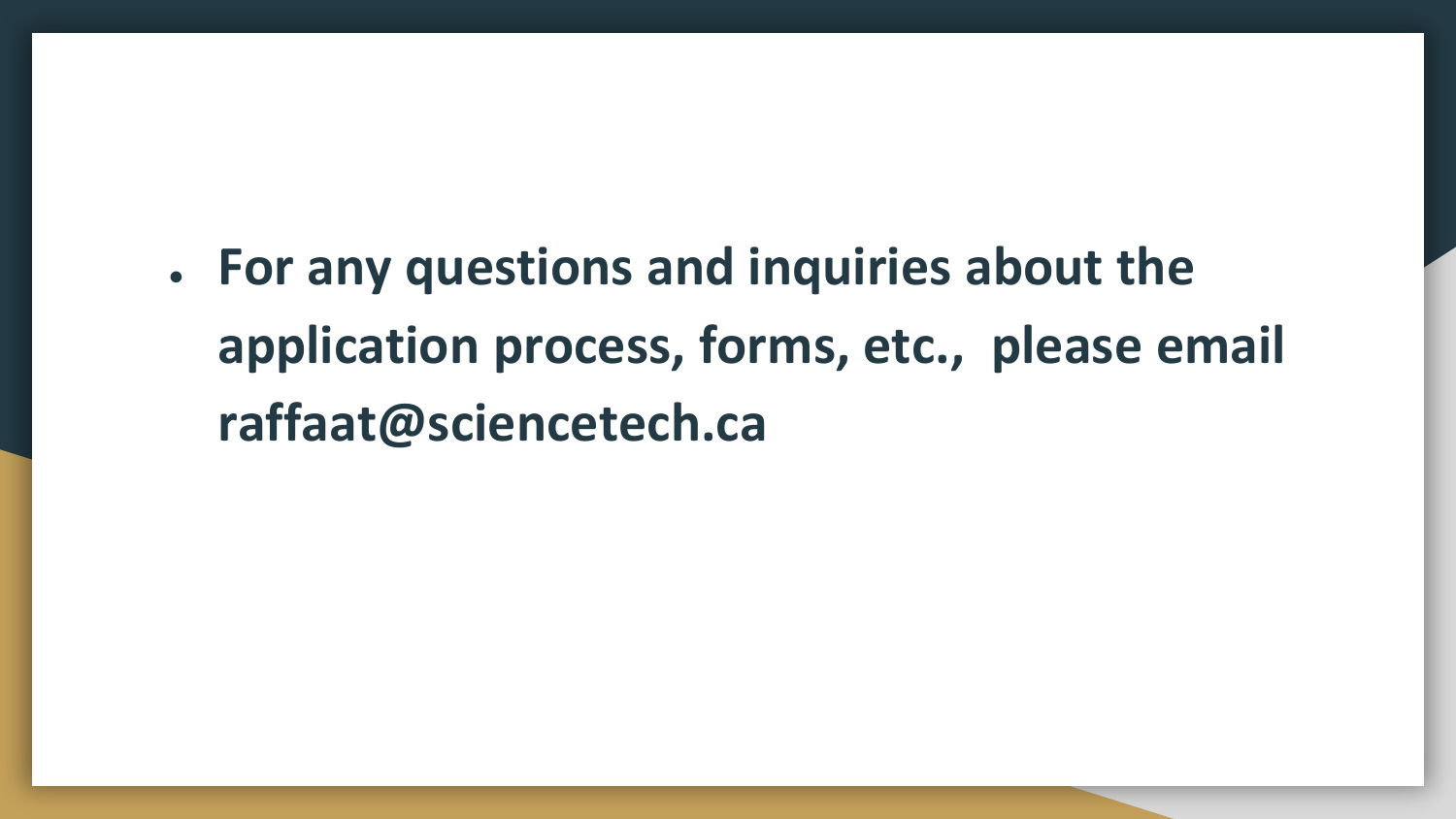- **For any questions and inquiries about the application process, forms, etc.,  please email raffaat@sciencetech.ca**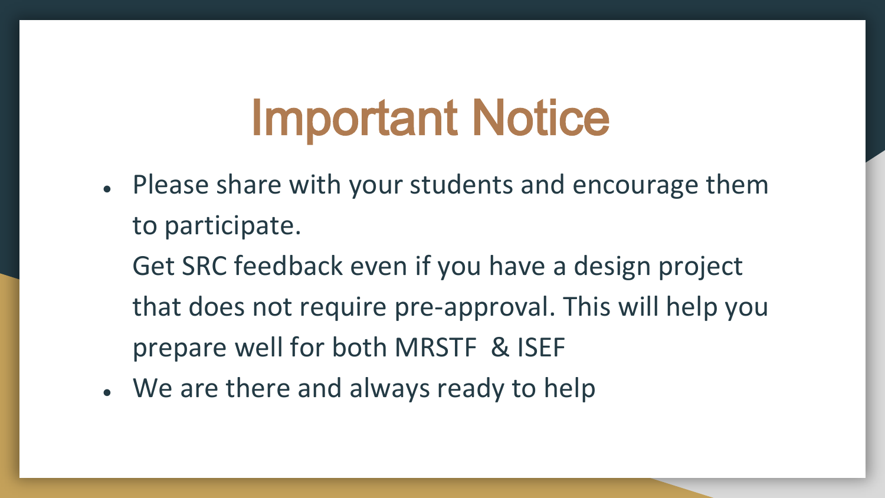# Important Notice

- Please share with your students and encourage them to participate.
  Get SRC feedback even if you have a design project that does not require pre-approval. This will help you prepare well for both MRSTF & ISEF
- We are there and always ready to help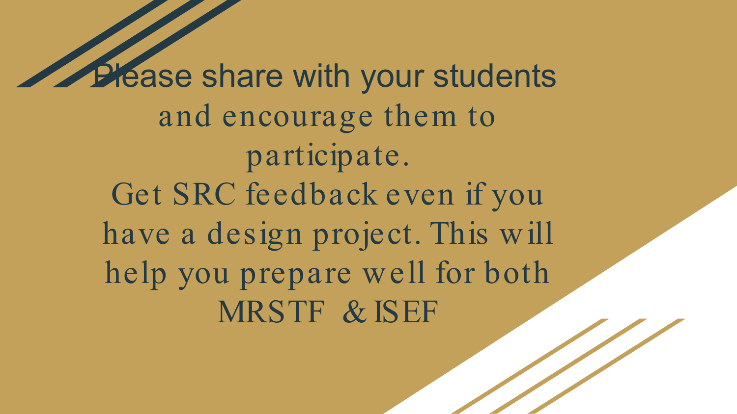Please share with your students and encourage them to participate.

Get SRC feedback even if you have a design project. This will help you prepare well for both MRSTF & ISEF